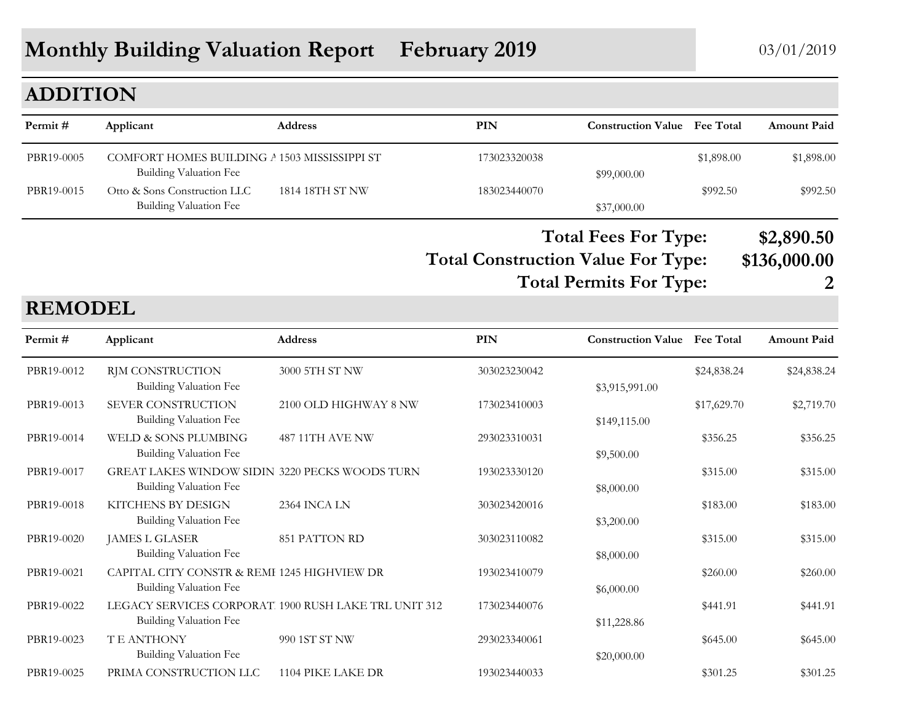# Monthly Building Valuation Report    February 2019

03/01/2019

## ADDITION

| Permit # | Applicant | Address | PIN | Construction Value | Fee Total | Amount Paid |
|---|---|---|---|---|---|---|
| PBR19-0005 | COMFORT HOMES BUILDING A | 1503 MISSISSIPPI ST | 173023320038 | | $1,898.00 | $1,898.00 |
| | Building Valuation Fee | | | $99,000.00 | | |
| PBR19-0015 | Otto & Sons Construction LLC | 1814 18TH ST NW | 183023440070 | | $992.50 | $992.50 |
| | Building Valuation Fee | | | $37,000.00 | | |

**Total Fees For Type: $2,890.50**

**Total Construction Value For Type: $136,000.00**

**Total Permits For Type: 2**

## REMODEL

| Permit # | Applicant | Address | PIN | Construction Value | Fee Total | Amount Paid |
|---|---|---|---|---|---|---|
| PBR19-0012 | RJM CONSTRUCTION | 3000 5TH ST NW | 303023230042 | | $24,838.24 | $24,838.24 |
| | Building Valuation Fee | | | $3,915,991.00 | | |
| PBR19-0013 | SEVER CONSTRUCTION | 2100 OLD HIGHWAY 8 NW | 173023410003 | | $17,629.70 | $2,719.70 |
| | Building Valuation Fee | | | $149,115.00 | | |
| PBR19-0014 | WELD & SONS PLUMBING | 487 11TH AVE NW | 293023310031 | | $356.25 | $356.25 |
| | Building Valuation Fee | | | $9,500.00 | | |
| PBR19-0017 | GREAT LAKES WINDOW SIDIN | 3220 PECKS WOODS TURN | 193023330120 | | $315.00 | $315.00 |
| | Building Valuation Fee | | | $8,000.00 | | |
| PBR19-0018 | KITCHENS BY DESIGN | 2364 INCA LN | 303023420016 | | $183.00 | $183.00 |
| | Building Valuation Fee | | | $3,200.00 | | |
| PBR19-0020 | JAMES L GLASER | 851 PATTON RD | 303023110082 | | $315.00 | $315.00 |
| | Building Valuation Fee | | | $8,000.00 | | |
| PBR19-0021 | CAPITAL CITY CONSTR & REMI | 1245 HIGHVIEW DR | 193023410079 | | $260.00 | $260.00 |
| | Building Valuation Fee | | | $6,000.00 | | |
| PBR19-0022 | LEGACY SERVICES CORPORAT | 1900 RUSH LAKE TRL UNIT 312 | 173023440076 | | $441.91 | $441.91 |
| | Building Valuation Fee | | | $11,228.86 | | |
| PBR19-0023 | T E ANTHONY | 990 1ST ST NW | 293023340061 | | $645.00 | $645.00 |
| | Building Valuation Fee | | | $20,000.00 | | |
| PBR19-0025 | PRIMA CONSTRUCTION LLC | 1104 PIKE LAKE DR | 193023440033 | | $301.25 | $301.25 |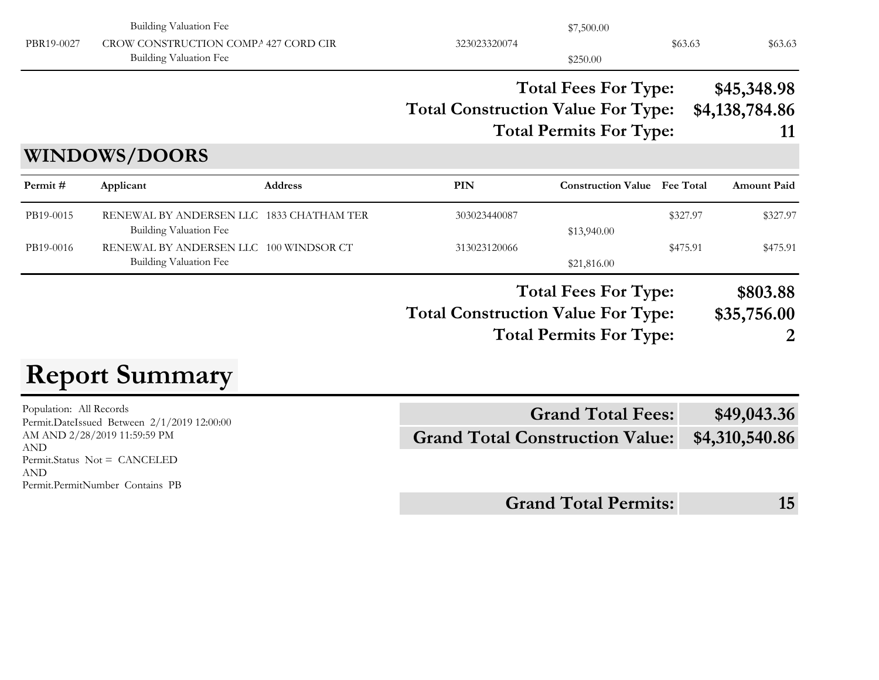| | | | | | | |
|---|---|---|---|---|---|---|
| | Building Valuation Fee | | | $7,500.00 | | |
| PBR19-0027 | CROW CONSTRUCTION COMPA | 427 CORD CIR | 323023320074 | | $63.63 | $63.63 |
| | Building Valuation Fee | | | $250.00 | | |

**Total Fees For Type: $45,348.98**

**Total Construction Value For Type: $4,138,784.86**

**Total Permits For Type: 11**

## WINDOWS/DOORS

| Permit # | Applicant | Address | PIN | Construction Value | Fee Total | Amount Paid |
|---|---|---|---|---|---|---|
| PB19-0015 | RENEWAL BY ANDERSEN LLC | 1833 CHATHAM TER | 303023440087 | | $327.97 | $327.97 |
| | Building Valuation Fee | | | $13,940.00 | | |
| PB19-0016 | RENEWAL BY ANDERSEN LLC | 100 WINDSOR CT | 313023120066 | | $475.91 | $475.91 |
| | Building Valuation Fee | | | $21,816.00 | | |

**Total Fees For Type: $803.88**

**Total Construction Value For Type: $35,756.00**

**Total Permits For Type: 2**

# Report Summary

Population: All Records
Permit.DateIssued Between 2/1/2019 12:00:00 AM AND 2/28/2019 11:59:59 PM
AND
Permit.Status Not = CANCELED
AND
Permit.PermitNumber Contains PB

**Grand Total Fees: $49,043.36**

**Grand Total Construction Value: $4,310,540.86**

**Grand Total Permits: 15**